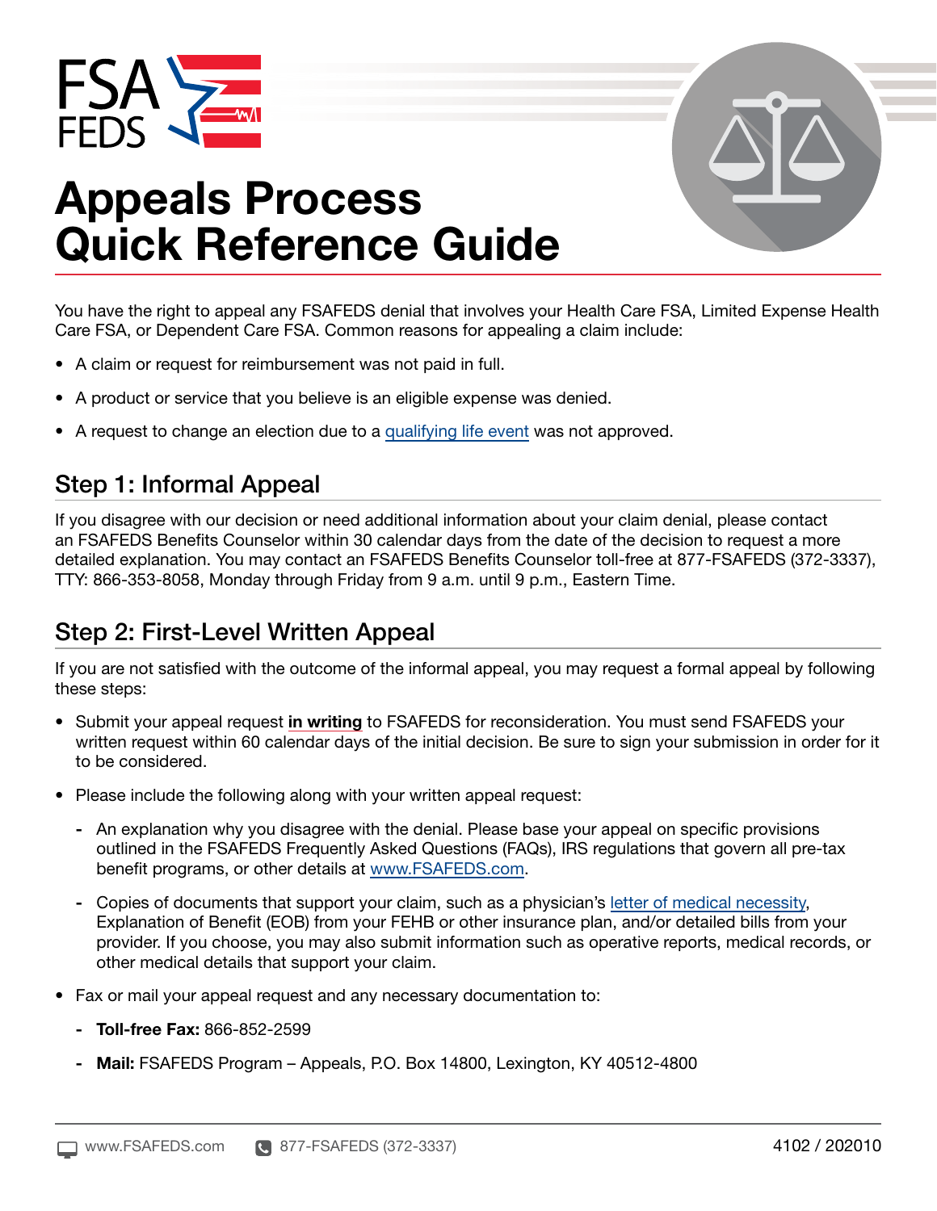# Appeals Process Quick Reference Guide

You have the right to appeal any FSAFEDS denial that involves your Health Care FSA, Limited Expense Health Care FSA, or Dependent Care FSA. Common reasons for appealing a claim include:

- A claim or request for reimbursement was not paid in full.
- A product or service that you believe is an eligible expense was denied.
- A request to change an election due to a qualifying life event was not approved.

## Step 1: Informal Appeal

If you disagree with our decision or need additional information about your claim denial, please contact an FSAFEDS Benefits Counselor within 30 calendar days from the date of the decision to request a more detailed explanation. You may contact an FSAFEDS Benefits Counselor toll-free at 877-FSAFEDS (372-3337), TTY: 866-353-8058, Monday through Friday from 9 a.m. until 9 p.m., Eastern Time.

## Step 2: First-Level Written Appeal

If you are not satisfied with the outcome of the informal appeal, you may request a formal appeal by following these steps:

- Submit your appeal request **in writing** to FSAFEDS for reconsideration. You must send FSAFEDS your written request within 60 calendar days of the initial decision. Be sure to sign your submission in order for it to be considered.
- Please include the following along with your written appeal request:
  - An explanation why you disagree with the denial. Please base your appeal on specific provisions outlined in the FSAFEDS Frequently Asked Questions (FAQs), IRS regulations that govern all pre-tax benefit programs, or other details at www.FSAFEDS.com.
  - Copies of documents that support your claim, such as a physician's letter of medical necessity, Explanation of Benefit (EOB) from your FEHB or other insurance plan, and/or detailed bills from your provider. If you choose, you may also submit information such as operative reports, medical records, or other medical details that support your claim.
- Fax or mail your appeal request and any necessary documentation to:
  - **Toll-free Fax:** 866-852-2599
  - **Mail:** FSAFEDS Program – Appeals, P.O. Box 14800, Lexington, KY 40512-4800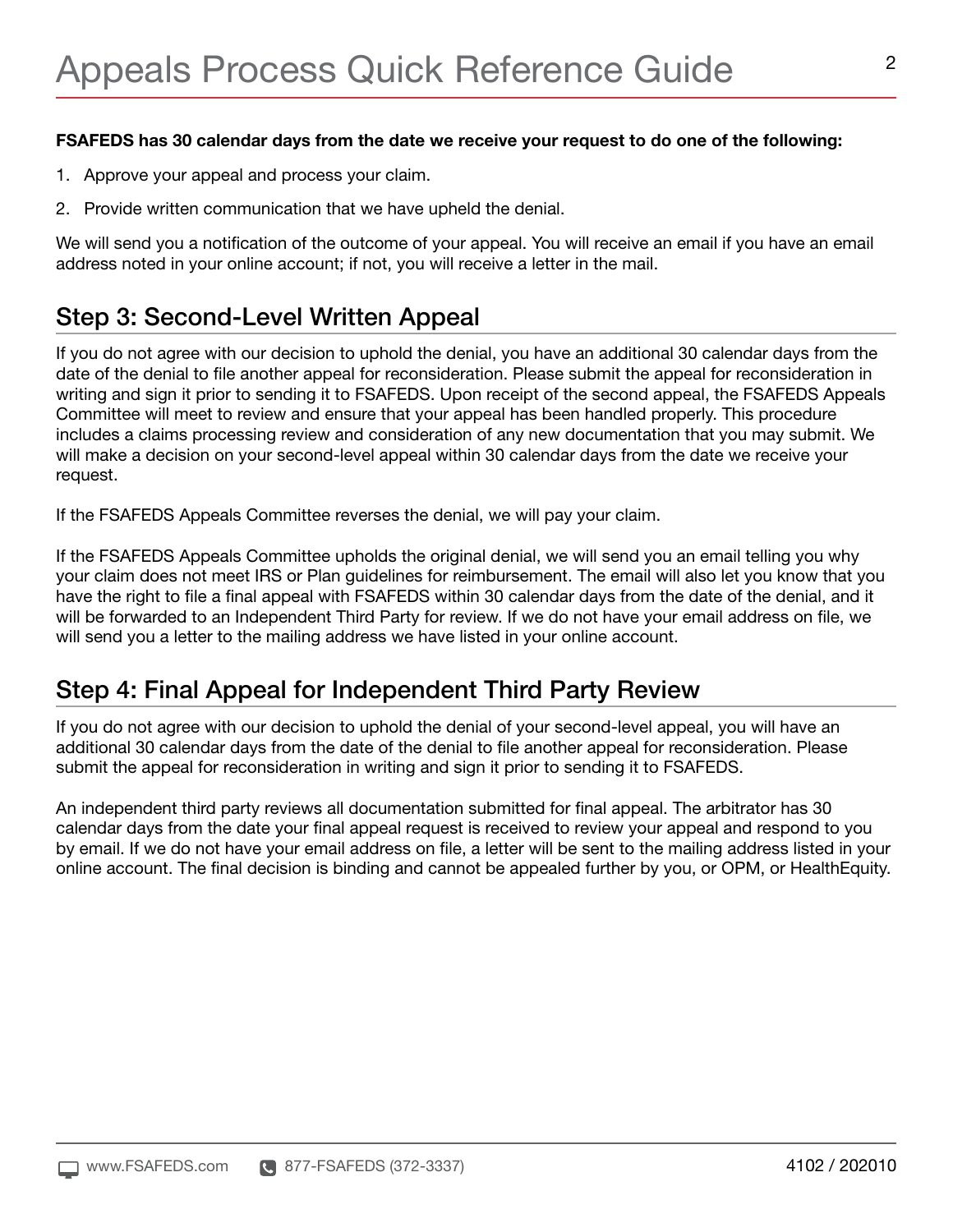**FSAFEDS has 30 calendar days from the date we receive your request to do one of the following:**

1. Approve your appeal and process your claim.
2. Provide written communication that we have upheld the denial.

We will send you a notification of the outcome of your appeal. You will receive an email if you have an email address noted in your online account; if not, you will receive a letter in the mail.

## Step 3: Second-Level Written Appeal

If you do not agree with our decision to uphold the denial, you have an additional 30 calendar days from the date of the denial to file another appeal for reconsideration. Please submit the appeal for reconsideration in writing and sign it prior to sending it to FSAFEDS. Upon receipt of the second appeal, the FSAFEDS Appeals Committee will meet to review and ensure that your appeal has been handled properly. This procedure includes a claims processing review and consideration of any new documentation that you may submit. We will make a decision on your second-level appeal within 30 calendar days from the date we receive your request.

If the FSAFEDS Appeals Committee reverses the denial, we will pay your claim.

If the FSAFEDS Appeals Committee upholds the original denial, we will send you an email telling you why your claim does not meet IRS or Plan guidelines for reimbursement. The email will also let you know that you have the right to file a final appeal with FSAFEDS within 30 calendar days from the date of the denial, and it will be forwarded to an Independent Third Party for review. If we do not have your email address on file, we will send you a letter to the mailing address we have listed in your online account.

## Step 4: Final Appeal for Independent Third Party Review

If you do not agree with our decision to uphold the denial of your second-level appeal, you will have an additional 30 calendar days from the date of the denial to file another appeal for reconsideration. Please submit the appeal for reconsideration in writing and sign it prior to sending it to FSAFEDS.

An independent third party reviews all documentation submitted for final appeal. The arbitrator has 30 calendar days from the date your final appeal request is received to review your appeal and respond to you by email. If we do not have your email address on file, a letter will be sent to the mailing address listed in your online account. The final decision is binding and cannot be appealed further by you, or OPM, or HealthEquity.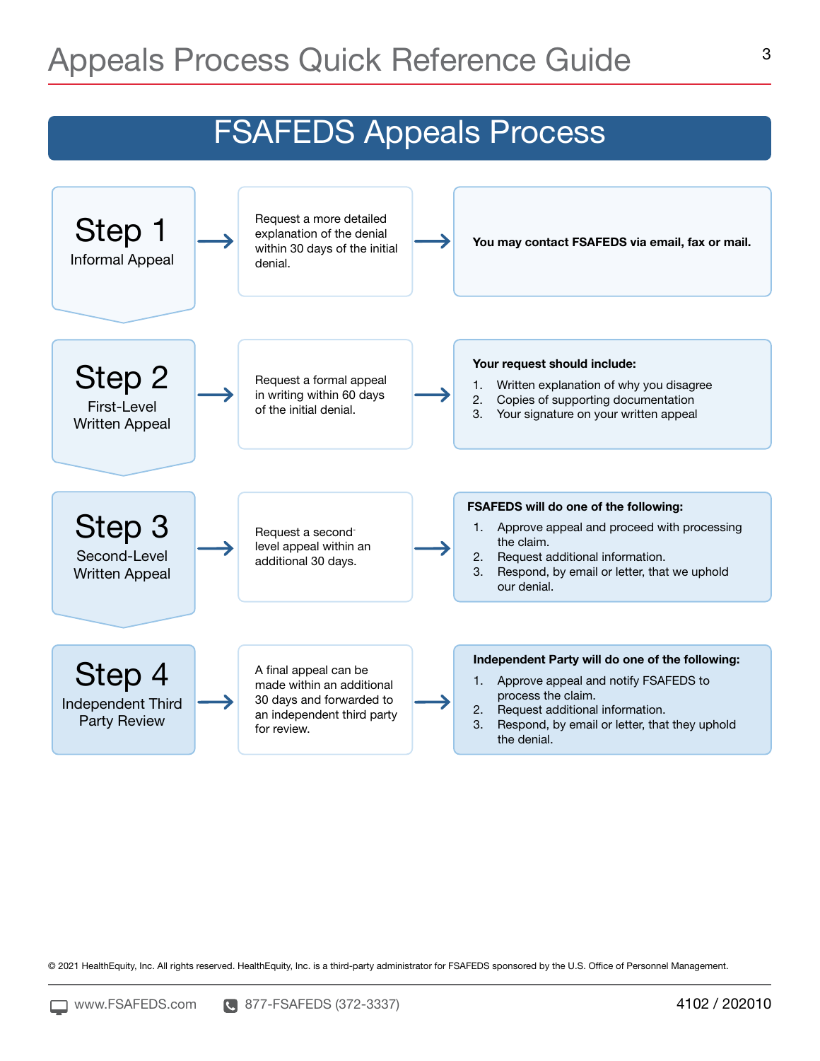# Appeals Process Quick Reference Guide

## FSAFEDS Appeals Process

### Step 1
Informal Appeal

Request a more detailed explanation of the denial within 30 days of the initial denial.

**You may contact FSAFEDS via email, fax or mail.**

### Step 2
First-Level Written Appeal

Request a formal appeal in writing within 60 days of the initial denial.

**Your request should include:**

1. Written explanation of why you disagree
2. Copies of supporting documentation
3. Your signature on your written appeal

### Step 3
Second-Level Written Appeal

Request a second-level appeal within an additional 30 days.

**FSAFEDS will do one of the following:**

1. Approve appeal and proceed with processing the claim.
2. Request additional information.
3. Respond, by email or letter, that we uphold our denial.

### Step 4
Independent Third Party Review

A final appeal can be made within an additional 30 days and forwarded to an independent third party for review.

**Independent Party will do one of the following:**

1. Approve appeal and notify FSAFEDS to process the claim.
2. Request additional information.
3. Respond, by email or letter, that they uphold the denial.

© 2021 HealthEquity, Inc. All rights reserved. HealthEquity, Inc. is a third-party administrator for FSAFEDS sponsored by the U.S. Office of Personnel Management.

www.FSAFEDS.com    877-FSAFEDS (372-3337)    4102 / 202010